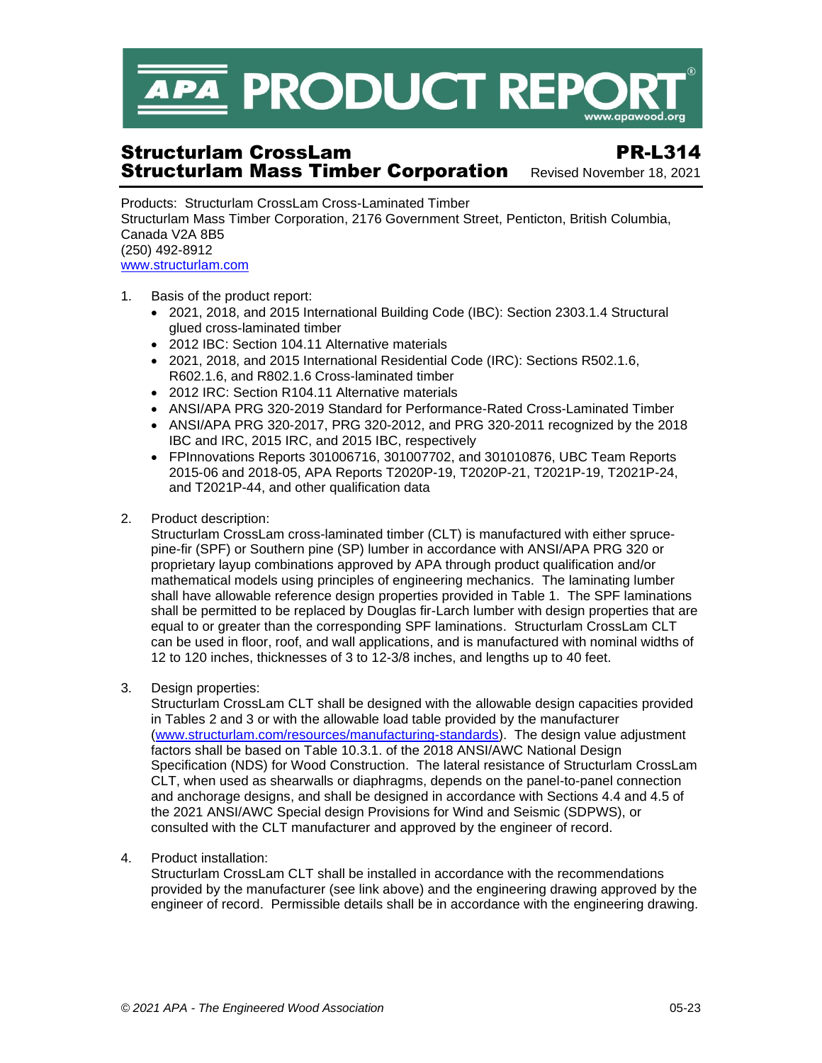# APA PRODUCT REPORT

## Structurlam CrossLam — PR-L314
## Structurlam Mass Timber Corporation

Revised November 18, 2021

Products: Structurlam CrossLam Cross-Laminated Timber
Structurlam Mass Timber Corporation, 2176 Government Street, Penticton, British Columbia, Canada V2A 8B5
(250) 492-8912
www.structurlam.com

1. Basis of the product report:
   - 2021, 2018, and 2015 International Building Code (IBC): Section 2303.1.4 Structural glued cross-laminated timber
   - 2012 IBC: Section 104.11 Alternative materials
   - 2021, 2018, and 2015 International Residential Code (IRC): Sections R502.1.6, R602.1.6, and R802.1.6 Cross-laminated timber
   - 2012 IRC: Section R104.11 Alternative materials
   - ANSI/APA PRG 320-2019 Standard for Performance-Rated Cross-Laminated Timber
   - ANSI/APA PRG 320-2017, PRG 320-2012, and PRG 320-2011 recognized by the 2018 IBC and IRC, 2015 IRC, and 2015 IBC, respectively
   - FPInnovations Reports 301006716, 301007702, and 301010876, UBC Team Reports 2015-06 and 2018-05, APA Reports T2020P-19, T2020P-21, T2021P-19, T2021P-24, and T2021P-44, and other qualification data

2. Product description:
   Structurlam CrossLam cross-laminated timber (CLT) is manufactured with either spruce-pine-fir (SPF) or Southern pine (SP) lumber in accordance with ANSI/APA PRG 320 or proprietary layup combinations approved by APA through product qualification and/or mathematical models using principles of engineering mechanics. The laminating lumber shall have allowable reference design properties provided in Table 1. The SPF laminations shall be permitted to be replaced by Douglas fir-Larch lumber with design properties that are equal to or greater than the corresponding SPF laminations. Structurlam CrossLam CLT can be used in floor, roof, and wall applications, and is manufactured with nominal widths of 12 to 120 inches, thicknesses of 3 to 12-3/8 inches, and lengths up to 40 feet.

3. Design properties:
   Structurlam CrossLam CLT shall be designed with the allowable design capacities provided in Tables 2 and 3 or with the allowable load table provided by the manufacturer (www.structurlam.com/resources/manufacturing-standards). The design value adjustment factors shall be based on Table 10.3.1. of the 2018 ANSI/AWC National Design Specification (NDS) for Wood Construction. The lateral resistance of Structurlam CrossLam CLT, when used as shearwalls or diaphragms, depends on the panel-to-panel connection and anchorage designs, and shall be designed in accordance with Sections 4.4 and 4.5 of the 2021 ANSI/AWC Special design Provisions for Wind and Seismic (SDPWS), or consulted with the CLT manufacturer and approved by the engineer of record.

4. Product installation:
   Structurlam CrossLam CLT shall be installed in accordance with the recommendations provided by the manufacturer (see link above) and the engineering drawing approved by the engineer of record. Permissible details shall be in accordance with the engineering drawing.

*© 2021 APA - The Engineered Wood Association*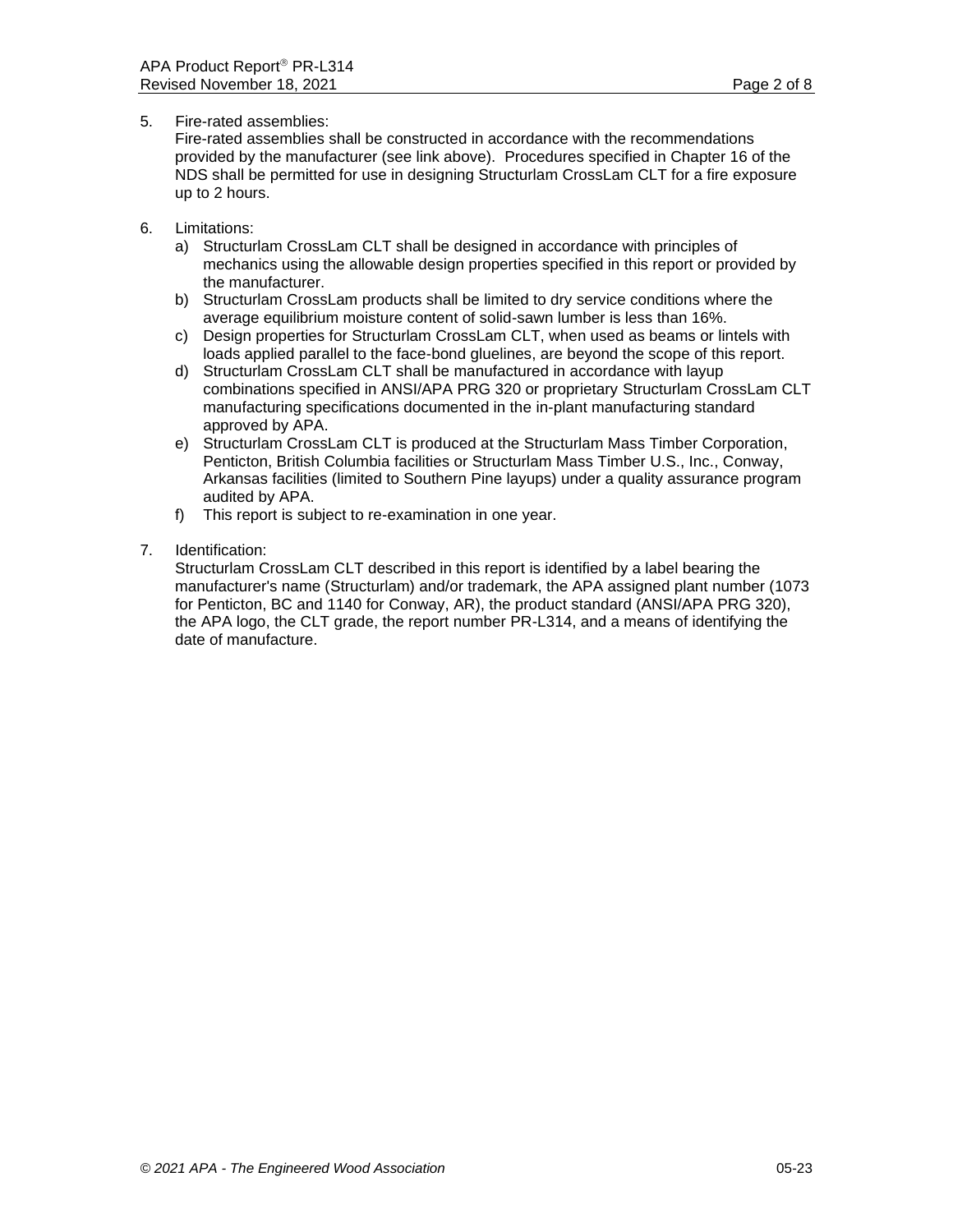5. Fire-rated assemblies:
   Fire-rated assemblies shall be constructed in accordance with the recommendations provided by the manufacturer (see link above). Procedures specified in Chapter 16 of the NDS shall be permitted for use in designing Structurlam CrossLam CLT for a fire exposure up to 2 hours.

6. Limitations:
   a) Structurlam CrossLam CLT shall be designed in accordance with principles of mechanics using the allowable design properties specified in this report or provided by the manufacturer.
   b) Structurlam CrossLam products shall be limited to dry service conditions where the average equilibrium moisture content of solid-sawn lumber is less than 16%.
   c) Design properties for Structurlam CrossLam CLT, when used as beams or lintels with loads applied parallel to the face-bond gluelines, are beyond the scope of this report.
   d) Structurlam CrossLam CLT shall be manufactured in accordance with layup combinations specified in ANSI/APA PRG 320 or proprietary Structurlam CrossLam CLT manufacturing specifications documented in the in-plant manufacturing standard approved by APA.
   e) Structurlam CrossLam CLT is produced at the Structurlam Mass Timber Corporation, Penticton, British Columbia facilities or Structurlam Mass Timber U.S., Inc., Conway, Arkansas facilities (limited to Southern Pine layups) under a quality assurance program audited by APA.
   f) This report is subject to re-examination in one year.

7. Identification:
   Structurlam CrossLam CLT described in this report is identified by a label bearing the manufacturer's name (Structurlam) and/or trademark, the APA assigned plant number (1073 for Penticton, BC and 1140 for Conway, AR), the product standard (ANSI/APA PRG 320), the APA logo, the CLT grade, the report number PR-L314, and a means of identifying the date of manufacture.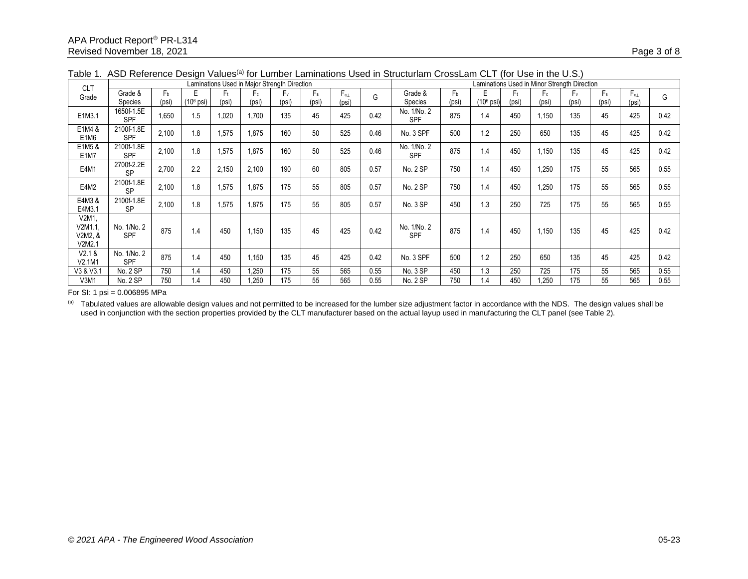Table 1. ASD Reference Design Values[(a)] for Lumber Laminations Used in Structurlam CrossLam CLT (for Use in the U.S.)

| CLT Grade | Laminations Used in Major Strength Direction | | | | | | | | | Laminations Used in Minor Strength Direction | | | | | | | | |
|---|---|---|---|---|---|---|---|---|---|---|---|---|---|---|---|---|---|---|
| | Grade & Species | $F_b$ (psi) | E ($10^6$ psi) | $F_t$ (psi) | $F_c$ (psi) | $F_v$ (psi) | $F_s$ (psi) | $F_{c\perp}$ (psi) | G | Grade & Species | $F_b$ (psi) | E ($10^6$ psi) | $F_t$ (psi) | $F_c$ (psi) | $F_v$ (psi) | $F_s$ (psi) | $F_{c\perp}$ (psi) | G |
| E1M3.1 | 1650f-1.5E SPF | 1,650 | 1.5 | 1,020 | 1,700 | 135 | 45 | 425 | 0.42 | No. 1/No. 2 SPF | 875 | 1.4 | 450 | 1,150 | 135 | 45 | 425 | 0.42 |
| E1M4 & E1M6 | 2100f-1.8E SPF | 2,100 | 1.8 | 1,575 | 1,875 | 160 | 50 | 525 | 0.46 | No. 3 SPF | 500 | 1.2 | 250 | 650 | 135 | 45 | 425 | 0.42 |
| E1M5 & E1M7 | 2100f-1.8E SPF | 2,100 | 1.8 | 1,575 | 1,875 | 160 | 50 | 525 | 0.46 | No. 1/No. 2 SPF | 875 | 1.4 | 450 | 1,150 | 135 | 45 | 425 | 0.42 |
| E4M1 | 2700f-2.2E SP | 2,700 | 2.2 | 2,150 | 2,100 | 190 | 60 | 805 | 0.57 | No. 2 SP | 750 | 1.4 | 450 | 1,250 | 175 | 55 | 565 | 0.55 |
| E4M2 | 2100f-1.8E SP | 2,100 | 1.8 | 1,575 | 1,875 | 175 | 55 | 805 | 0.57 | No. 2 SP | 750 | 1.4 | 450 | 1,250 | 175 | 55 | 565 | 0.55 |
| E4M3 & E4M3.1 | 2100f-1.8E SP | 2,100 | 1.8 | 1,575 | 1,875 | 175 | 55 | 805 | 0.57 | No. 3 SP | 450 | 1.3 | 250 | 725 | 175 | 55 | 565 | 0.55 |
| V2M1, V2M1.1, V2M2, & V2M2.1 | No. 1/No. 2 SPF | 875 | 1.4 | 450 | 1,150 | 135 | 45 | 425 | 0.42 | No. 1/No. 2 SPF | 875 | 1.4 | 450 | 1,150 | 135 | 45 | 425 | 0.42 |
| V2.1 & V2.1M1 | No. 1/No. 2 SPF | 875 | 1.4 | 450 | 1,150 | 135 | 45 | 425 | 0.42 | No. 3 SPF | 500 | 1.2 | 250 | 650 | 135 | 45 | 425 | 0.42 |
| V3 & V3.1 | No. 2 SP | 750 | 1.4 | 450 | 1,250 | 175 | 55 | 565 | 0.55 | No. 3 SP | 450 | 1.3 | 250 | 725 | 175 | 55 | 565 | 0.55 |
| V3M1 | No. 2 SP | 750 | 1.4 | 450 | 1,250 | 175 | 55 | 565 | 0.55 | No. 2 SP | 750 | 1.4 | 450 | 1,250 | 175 | 55 | 565 | 0.55 |

For SI: 1 psi = 0.006895 MPa

[(a)] Tabulated values are allowable design values and not permitted to be increased for the lumber size adjustment factor in accordance with the NDS. The design values shall be used in conjunction with the section properties provided by the CLT manufacturer based on the actual layup used in manufacturing the CLT panel (see Table 2).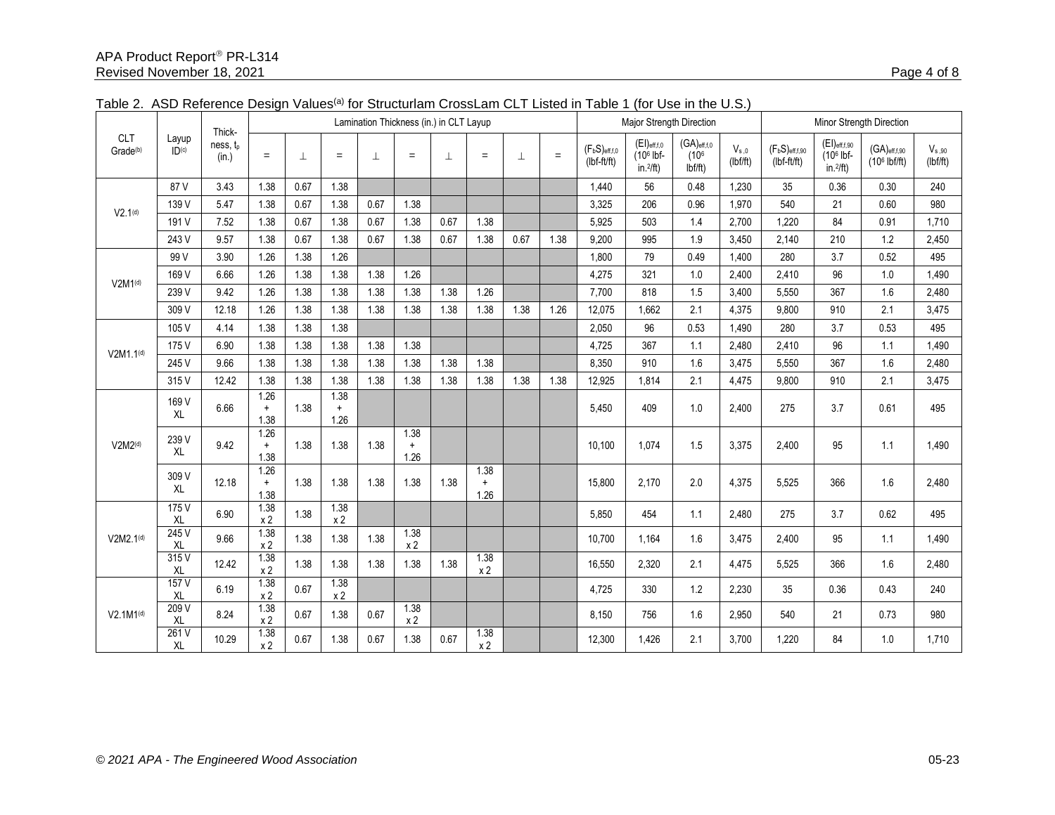Table 2. ASD Reference Design Values(a) for Structurlam CrossLam CLT Listed in Table 1 (for Use in the U.S.)

| CLT Grade(b) | Layup ID(c) | Thickness, $t_p$ (in.) | Lamination Thickness (in.) in CLT Layup | | | | | | | | | Major Strength Direction | | | | Minor Strength Direction | | | |
|---|---|---|---|---|---|---|---|---|---|---|---|---|---|---|---|---|---|---|---|
| | | | = | ⊥ | = | ⊥ | = | ⊥ | = | ⊥ | = | $(F_bS)_{eff,f,0}$ (lbf-ft/ft) | $(EI)_{eff,f,0}$ ($10^6$ lbf-in.$^2$/ft) | $(GA)_{eff,f,0}$ ($10^6$ lbf/ft) | $V_{s,0}$ (lbf/ft) | $(F_bS)_{eff,f,90}$ (lbf-ft/ft) | $(EI)_{eff,f,90}$ ($10^6$ lbf-in.$^2$/ft) | $(GA)_{eff,f,90}$ ($10^6$ lbf/ft) | $V_{s,90}$ (lbf/ft) |
| V2.1(d) | 87 V | 3.43 | 1.38 | 0.67 | 1.38 | | | | | | | 1,440 | 56 | 0.48 | 1,230 | 35 | 0.36 | 0.30 | 240 |
| | 139 V | 5.47 | 1.38 | 0.67 | 1.38 | 0.67 | 1.38 | | | | | 3,325 | 206 | 0.96 | 1,970 | 540 | 21 | 0.60 | 980 |
| | 191 V | 7.52 | 1.38 | 0.67 | 1.38 | 0.67 | 1.38 | 0.67 | 1.38 | | | 5,925 | 503 | 1.4 | 2,700 | 1,220 | 84 | 0.91 | 1,710 |
| | 243 V | 9.57 | 1.38 | 0.67 | 1.38 | 0.67 | 1.38 | 0.67 | 1.38 | 0.67 | 1.38 | 9,200 | 995 | 1.9 | 3,450 | 2,140 | 210 | 1.2 | 2,450 |
| V2M1(d) | 99 V | 3.90 | 1.26 | 1.38 | 1.26 | | | | | | | 1,800 | 79 | 0.49 | 1,400 | 280 | 3.7 | 0.52 | 495 |
| | 169 V | 6.66 | 1.26 | 1.38 | 1.38 | 1.38 | 1.26 | | | | | 4,275 | 321 | 1.0 | 2,400 | 2,410 | 96 | 1.0 | 1,490 |
| | 239 V | 9.42 | 1.26 | 1.38 | 1.38 | 1.38 | 1.38 | 1.38 | 1.26 | | | 7,700 | 818 | 1.5 | 3,400 | 5,550 | 367 | 1.6 | 2,480 |
| | 309 V | 12.18 | 1.26 | 1.38 | 1.38 | 1.38 | 1.38 | 1.38 | 1.38 | 1.38 | 1.26 | 12,075 | 1,662 | 2.1 | 4,375 | 9,800 | 910 | 2.1 | 3,475 |
| V2M1.1(d) | 105 V | 4.14 | 1.38 | 1.38 | 1.38 | | | | | | | 2,050 | 96 | 0.53 | 1,490 | 280 | 3.7 | 0.53 | 495 |
| | 175 V | 6.90 | 1.38 | 1.38 | 1.38 | 1.38 | 1.38 | | | | | 4,725 | 367 | 1.1 | 2,480 | 2,410 | 96 | 1.1 | 1,490 |
| | 245 V | 9.66 | 1.38 | 1.38 | 1.38 | 1.38 | 1.38 | 1.38 | 1.38 | | | 8,350 | 910 | 1.6 | 3,475 | 5,550 | 367 | 1.6 | 2,480 |
| | 315 V | 12.42 | 1.38 | 1.38 | 1.38 | 1.38 | 1.38 | 1.38 | 1.38 | 1.38 | 1.38 | 12,925 | 1,814 | 2.1 | 4,475 | 9,800 | 910 | 2.1 | 3,475 |
| V2M2(d) | 169 V XL | 6.66 | 1.26 + 1.38 | 1.38 | 1.38 + 1.26 | | | | | | | 5,450 | 409 | 1.0 | 2,400 | 275 | 3.7 | 0.61 | 495 |
| | 239 V XL | 9.42 | 1.26 + 1.38 | 1.38 | 1.38 | 1.38 | 1.38 + 1.26 | | | | | 10,100 | 1,074 | 1.5 | 3,375 | 2,400 | 95 | 1.1 | 1,490 |
| | 309 V XL | 12.18 | 1.26 + 1.38 | 1.38 | 1.38 | 1.38 | 1.38 | 1.38 | 1.38 + 1.26 | | | 15,800 | 2,170 | 2.0 | 4,375 | 5,525 | 366 | 1.6 | 2,480 |
| V2M2.1(d) | 175 V XL | 6.90 | 1.38 x 2 | 1.38 | 1.38 x 2 | | | | | | | 5,850 | 454 | 1.1 | 2,480 | 275 | 3.7 | 0.62 | 495 |
| | 245 V XL | 9.66 | 1.38 x 2 | 1.38 | 1.38 | 1.38 | 1.38 x 2 | | | | | 10,700 | 1,164 | 1.6 | 3,475 | 2,400 | 95 | 1.1 | 1,490 |
| | 315 V XL | 12.42 | 1.38 x 2 | 1.38 | 1.38 | 1.38 | 1.38 | 1.38 | 1.38 x 2 | | | 16,550 | 2,320 | 2.1 | 4,475 | 5,525 | 366 | 1.6 | 2,480 |
| V2.1M1(d) | 157 V XL | 6.19 | 1.38 x 2 | 0.67 | 1.38 x 2 | | | | | | | 4,725 | 330 | 1.2 | 2,230 | 35 | 0.36 | 0.43 | 240 |
| | 209 V XL | 8.24 | 1.38 x 2 | 0.67 | 1.38 | 0.67 | 1.38 x 2 | | | | | 8,150 | 756 | 1.6 | 2,950 | 540 | 21 | 0.73 | 980 |
| | 261 V XL | 10.29 | 1.38 x 2 | 0.67 | 1.38 | 0.67 | 1.38 | 0.67 | 1.38 x 2 | | | 12,300 | 1,426 | 2.1 | 3,700 | 1,220 | 84 | 1.0 | 1,710 |

*© 2021 APA - The Engineered Wood Association*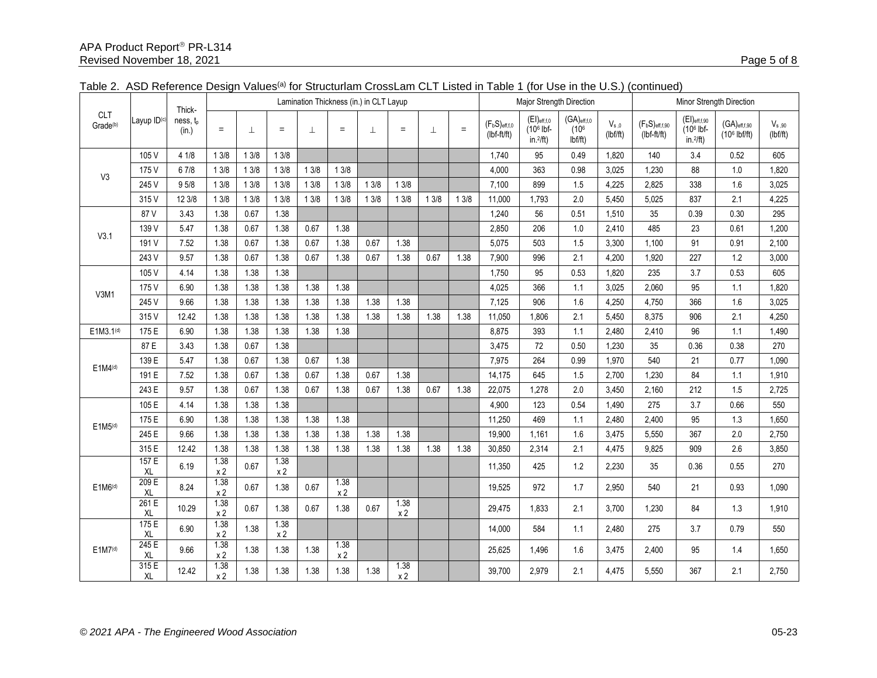Table 2. ASD Reference Design Values[(a)] for Structurlam CrossLam CLT Listed in Table 1 (for Use in the U.S.) (continued)

| CLT Grade[(b)] | Layup ID[(c)] | Thickness, $t_p$ (in.) | Lamination Thickness (in.) in CLT Layup | | | | | | | | | Major Strength Direction | | | | Minor Strength Direction | | | |
|---|---|---|---|---|---|---|---|---|---|---|---|---|---|---|---|---|---|---|---|
| | | | = | ⊥ | = | ⊥ | = | ⊥ | = | ⊥ | = | $(F_bS)_{eff,f,0}$ (lbf-ft/ft) | $(EI)_{eff,f,0}$ ($10^6$ lbf-in.$^2$/ft) | $(GA)_{eff,f,0}$ ($10^6$ lbf/ft) | $V_{s,0}$ (lbf/ft) | $(F_bS)_{eff,f,90}$ (lbf-ft/ft) | $(EI)_{eff,f,90}$ ($10^6$ lbf-in.$^2$/ft) | $(GA)_{eff,f,90}$ ($10^6$ lbf/ft) | $V_{s,90}$ (lbf/ft) |
| V3 | 105 V | 4 1/8 | 1 3/8 | 1 3/8 | 1 3/8 | | | | | | | 1,740 | 95 | 0.49 | 1,820 | 140 | 3.4 | 0.52 | 605 |
| | 175 V | 6 7/8 | 1 3/8 | 1 3/8 | 1 3/8 | 1 3/8 | 1 3/8 | | | | | 4,000 | 363 | 0.98 | 3,025 | 1,230 | 88 | 1.0 | 1,820 |
| | 245 V | 9 5/8 | 1 3/8 | 1 3/8 | 1 3/8 | 1 3/8 | 1 3/8 | 1 3/8 | 1 3/8 | | | 7,100 | 899 | 1.5 | 4,225 | 2,825 | 338 | 1.6 | 3,025 |
| | 315 V | 12 3/8 | 1 3/8 | 1 3/8 | 1 3/8 | 1 3/8 | 1 3/8 | 1 3/8 | 1 3/8 | 1 3/8 | 1 3/8 | 11,000 | 1,793 | 2.0 | 5,450 | 5,025 | 837 | 2.1 | 4,225 |
| V3.1 | 87 V | 3.43 | 1.38 | 0.67 | 1.38 | | | | | | | 1,240 | 56 | 0.51 | 1,510 | 35 | 0.39 | 0.30 | 295 |
| | 139 V | 5.47 | 1.38 | 0.67 | 1.38 | 0.67 | 1.38 | | | | | 2,850 | 206 | 1.0 | 2,410 | 485 | 23 | 0.61 | 1,200 |
| | 191 V | 7.52 | 1.38 | 0.67 | 1.38 | 0.67 | 1.38 | 0.67 | 1.38 | | | 5,075 | 503 | 1.5 | 3,300 | 1,100 | 91 | 0.91 | 2,100 |
| | 243 V | 9.57 | 1.38 | 0.67 | 1.38 | 0.67 | 1.38 | 0.67 | 1.38 | 0.67 | 1.38 | 7,900 | 996 | 2.1 | 4,200 | 1,920 | 227 | 1.2 | 3,000 |
| V3M1 | 105 V | 4.14 | 1.38 | 1.38 | 1.38 | | | | | | | 1,750 | 95 | 0.53 | 1,820 | 235 | 3.7 | 0.53 | 605 |
| | 175 V | 6.90 | 1.38 | 1.38 | 1.38 | 1.38 | 1.38 | | | | | 4,025 | 366 | 1.1 | 3,025 | 2,060 | 95 | 1.1 | 1,820 |
| | 245 V | 9.66 | 1.38 | 1.38 | 1.38 | 1.38 | 1.38 | 1.38 | 1.38 | | | 7,125 | 906 | 1.6 | 4,250 | 4,750 | 366 | 1.6 | 3,025 |
| | 315 V | 12.42 | 1.38 | 1.38 | 1.38 | 1.38 | 1.38 | 1.38 | 1.38 | 1.38 | 1.38 | 11,050 | 1,806 | 2.1 | 5,450 | 8,375 | 906 | 2.1 | 4,250 |
| E1M3.1[(d)] | 175 E | 6.90 | 1.38 | 1.38 | 1.38 | 1.38 | 1.38 | | | | | 8,875 | 393 | 1.1 | 2,480 | 2,410 | 96 | 1.1 | 1,490 |
| E1M4[(d)] | 87 E | 3.43 | 1.38 | 0.67 | 1.38 | | | | | | | 3,475 | 72 | 0.50 | 1,230 | 35 | 0.36 | 0.38 | 270 |
| | 139 E | 5.47 | 1.38 | 0.67 | 1.38 | 0.67 | 1.38 | | | | | 7,975 | 264 | 0.99 | 1,970 | 540 | 21 | 0.77 | 1,090 |
| | 191 E | 7.52 | 1.38 | 0.67 | 1.38 | 0.67 | 1.38 | 0.67 | 1.38 | | | 14,175 | 645 | 1.5 | 2,700 | 1,230 | 84 | 1.1 | 1,910 |
| | 243 E | 9.57 | 1.38 | 0.67 | 1.38 | 0.67 | 1.38 | 0.67 | 1.38 | 0.67 | 1.38 | 22,075 | 1,278 | 2.0 | 3,450 | 2,160 | 212 | 1.5 | 2,725 |
| E1M5[(d)] | 105 E | 4.14 | 1.38 | 1.38 | 1.38 | | | | | | | 4,900 | 123 | 0.54 | 1,490 | 275 | 3.7 | 0.66 | 550 |
| | 175 E | 6.90 | 1.38 | 1.38 | 1.38 | 1.38 | 1.38 | | | | | 11,250 | 469 | 1.1 | 2,480 | 2,400 | 95 | 1.3 | 1,650 |
| | 245 E | 9.66 | 1.38 | 1.38 | 1.38 | 1.38 | 1.38 | 1.38 | 1.38 | | | 19,900 | 1,161 | 1.6 | 3,475 | 5,550 | 367 | 2.0 | 2,750 |
| | 315 E | 12.42 | 1.38 | 1.38 | 1.38 | 1.38 | 1.38 | 1.38 | 1.38 | 1.38 | 1.38 | 30,850 | 2,314 | 2.1 | 4,475 | 9,825 | 909 | 2.6 | 3,850 |
| E1M6[(d)] | 157 E XL | 6.19 | 1.38 x 2 | 0.67 | 1.38 x 2 | | | | | | | 11,350 | 425 | 1.2 | 2,230 | 35 | 0.36 | 0.55 | 270 |
| | 209 E XL | 8.24 | 1.38 x 2 | 0.67 | 1.38 | 0.67 | 1.38 x 2 | | | | | 19,525 | 972 | 1.7 | 2,950 | 540 | 21 | 0.93 | 1,090 |
| | 261 E XL | 10.29 | 1.38 x 2 | 0.67 | 1.38 | 0.67 | 1.38 | 0.67 | 1.38 x 2 | | | 29,475 | 1,833 | 2.1 | 3,700 | 1,230 | 84 | 1.3 | 1,910 |
| E1M7[(d)] | 175 E XL | 6.90 | 1.38 x 2 | 1.38 | 1.38 x 2 | | | | | | | 14,000 | 584 | 1.1 | 2,480 | 275 | 3.7 | 0.79 | 550 |
| | 245 E XL | 9.66 | 1.38 x 2 | 1.38 | 1.38 | 1.38 | 1.38 x 2 | | | | | 25,625 | 1,496 | 1.6 | 3,475 | 2,400 | 95 | 1.4 | 1,650 |
| | 315 E XL | 12.42 | 1.38 x 2 | 1.38 | 1.38 | 1.38 | 1.38 | 1.38 | 1.38 x 2 | | | 39,700 | 2,979 | 2.1 | 4,475 | 5,550 | 367 | 2.1 | 2,750 |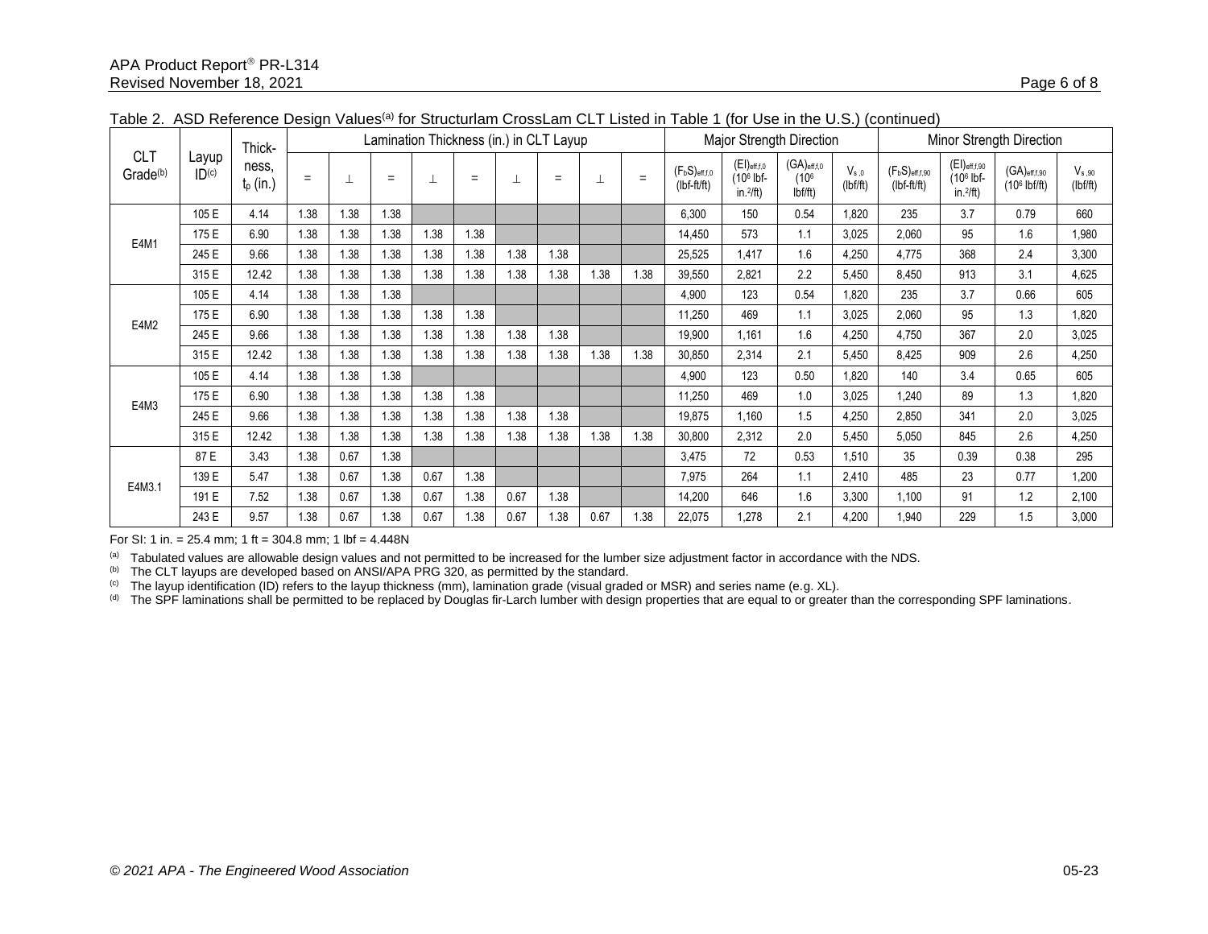Table 2. ASD Reference Design Values[(a)] for Structurlam CrossLam CLT Listed in Table 1 (for Use in the U.S.) (continued)

| CLT Grade[(b)] | Layup ID[(c)] | Thickness, $t_p$ (in.) | Lamination Thickness (in.) in CLT Layup | | | | | | | | | Major Strength Direction | | | | Minor Strength Direction | | | |
|---|---|---|---|---|---|---|---|---|---|---|---|---|---|---|---|---|---|---|---|
| | | | = | ⊥ | = | ⊥ | = | ⊥ | = | ⊥ | = | $(F_bS)_{eff,f,0}$ (lbf-ft/ft) | $(EI)_{eff,f,0}$ ($10^6$ lbf-in.$^2$/ft) | $(GA)_{eff,f,0}$ ($10^6$ lbf/ft) | $V_{s,0}$ (lbf/ft) | $(F_bS)_{eff,f,90}$ (lbf-ft/ft) | $(EI)_{eff,f,90}$ ($10^6$ lbf-in.$^2$/ft) | $(GA)_{eff,f,90}$ ($10^6$ lbf/ft) | $V_{s,90}$ (lbf/ft) |
| E4M1 | 105 E | 4.14 | 1.38 | 1.38 | 1.38 | | | | | | | 6,300 | 150 | 0.54 | 1,820 | 235 | 3.7 | 0.79 | 660 |
| | 175 E | 6.90 | 1.38 | 1.38 | 1.38 | 1.38 | 1.38 | | | | | 14,450 | 573 | 1.1 | 3,025 | 2,060 | 95 | 1.6 | 1,980 |
| | 245 E | 9.66 | 1.38 | 1.38 | 1.38 | 1.38 | 1.38 | 1.38 | 1.38 | | | 25,525 | 1,417 | 1.6 | 4,250 | 4,775 | 368 | 2.4 | 3,300 |
| | 315 E | 12.42 | 1.38 | 1.38 | 1.38 | 1.38 | 1.38 | 1.38 | 1.38 | 1.38 | 1.38 | 39,550 | 2,821 | 2.2 | 5,450 | 8,450 | 913 | 3.1 | 4,625 |
| E4M2 | 105 E | 4.14 | 1.38 | 1.38 | 1.38 | | | | | | | 4,900 | 123 | 0.54 | 1,820 | 235 | 3.7 | 0.66 | 605 |
| | 175 E | 6.90 | 1.38 | 1.38 | 1.38 | 1.38 | 1.38 | | | | | 11,250 | 469 | 1.1 | 3,025 | 2,060 | 95 | 1.3 | 1,820 |
| | 245 E | 9.66 | 1.38 | 1.38 | 1.38 | 1.38 | 1.38 | 1.38 | 1.38 | | | 19,900 | 1,161 | 1.6 | 4,250 | 4,750 | 367 | 2.0 | 3,025 |
| | 315 E | 12.42 | 1.38 | 1.38 | 1.38 | 1.38 | 1.38 | 1.38 | 1.38 | 1.38 | 1.38 | 30,850 | 2,314 | 2.1 | 5,450 | 8,425 | 909 | 2.6 | 4,250 |
| E4M3 | 105 E | 4.14 | 1.38 | 1.38 | 1.38 | | | | | | | 4,900 | 123 | 0.50 | 1,820 | 140 | 3.4 | 0.65 | 605 |
| | 175 E | 6.90 | 1.38 | 1.38 | 1.38 | 1.38 | 1.38 | | | | | 11,250 | 469 | 1.0 | 3,025 | 1,240 | 89 | 1.3 | 1,820 |
| | 245 E | 9.66 | 1.38 | 1.38 | 1.38 | 1.38 | 1.38 | 1.38 | 1.38 | | | 19,875 | 1,160 | 1.5 | 4,250 | 2,850 | 341 | 2.0 | 3,025 |
| | 315 E | 12.42 | 1.38 | 1.38 | 1.38 | 1.38 | 1.38 | 1.38 | 1.38 | 1.38 | 1.38 | 30,800 | 2,312 | 2.0 | 5,450 | 5,050 | 845 | 2.6 | 4,250 |
| E4M3.1 | 87 E | 3.43 | 1.38 | 0.67 | 1.38 | | | | | | | 3,475 | 72 | 0.53 | 1,510 | 35 | 0.39 | 0.38 | 295 |
| | 139 E | 5.47 | 1.38 | 0.67 | 1.38 | 0.67 | 1.38 | | | | | 7,975 | 264 | 1.1 | 2,410 | 485 | 23 | 0.77 | 1,200 |
| | 191 E | 7.52 | 1.38 | 0.67 | 1.38 | 0.67 | 1.38 | 0.67 | 1.38 | | | 14,200 | 646 | 1.6 | 3,300 | 1,100 | 91 | 1.2 | 2,100 |
| | 243 E | 9.57 | 1.38 | 0.67 | 1.38 | 0.67 | 1.38 | 0.67 | 1.38 | 0.67 | 1.38 | 22,075 | 1,278 | 2.1 | 4,200 | 1,940 | 229 | 1.5 | 3,000 |

For SI: 1 in. = 25.4 mm; 1 ft = 304.8 mm; 1 lbf = 4.448N

[(a)] Tabulated values are allowable design values and not permitted to be increased for the lumber size adjustment factor in accordance with the NDS.
[(b)] The CLT layups are developed based on ANSI/APA PRG 320, as permitted by the standard.
[(c)] The layup identification (ID) refers to the layup thickness (mm), lamination grade (visual graded or MSR) and series name (e.g. XL).
[(d)] The SPF laminations shall be permitted to be replaced by Douglas fir-Larch lumber with design properties that are equal to or greater than the corresponding SPF laminations.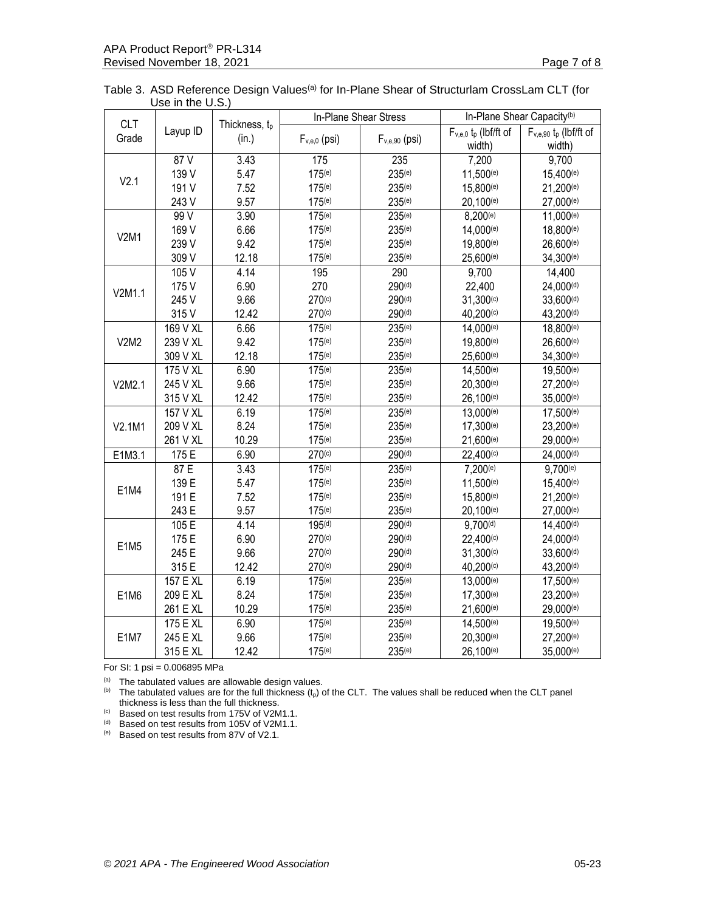Table 3. ASD Reference Design Values[(a)] for In-Plane Shear of Structurlam CrossLam CLT (for Use in the U.S.)

| CLT Grade | Layup ID | Thickness, $t_p$ (in.) | In-Plane Shear Stress | | In-Plane Shear Capacity[(b)] | |
|---|---|---|---|---|---|---|
| | | | $F_{v,e,0}$ (psi) | $F_{v,e,90}$ (psi) | $F_{v,e,0}\ t_p$ (lbf/ft of width) | $F_{v,e,90}\ t_p$ (lbf/ft of width) |
| V2.1 | 87 V | 3.43 | 175 | 235 | 7,200 | 9,700 |
| | 139 V | 5.47 | 175[(e)] | 235[(e)] | 11,500[(e)] | 15,400[(e)] |
| | 191 V | 7.52 | 175[(e)] | 235[(e)] | 15,800[(e)] | 21,200[(e)] |
| | 243 V | 9.57 | 175[(e)] | 235[(e)] | 20,100[(e)] | 27,000[(e)] |
| V2M1 | 99 V | 3.90 | 175[(e)] | 235[(e)] | 8,200[(e)] | 11,000[(e)] |
| | 169 V | 6.66 | 175[(e)] | 235[(e)] | 14,000[(e)] | 18,800[(e)] |
| | 239 V | 9.42 | 175[(e)] | 235[(e)] | 19,800[(e)] | 26,600[(e)] |
| | 309 V | 12.18 | 175[(e)] | 235[(e)] | 25,600[(e)] | 34,300[(e)] |
| V2M1.1 | 105 V | 4.14 | 195 | 290 | 9,700 | 14,400 |
| | 175 V | 6.90 | 270 | 290[(d)] | 22,400 | 24,000[(d)] |
| | 245 V | 9.66 | 270[(c)] | 290[(d)] | 31,300[(c)] | 33,600[(d)] |
| | 315 V | 12.42 | 270[(c)] | 290[(d)] | 40,200[(c)] | 43,200[(d)] |
| V2M2 | 169 V XL | 6.66 | 175[(e)] | 235[(e)] | 14,000[(e)] | 18,800[(e)] |
| | 239 V XL | 9.42 | 175[(e)] | 235[(e)] | 19,800[(e)] | 26,600[(e)] |
| | 309 V XL | 12.18 | 175[(e)] | 235[(e)] | 25,600[(e)] | 34,300[(e)] |
| V2M2.1 | 175 V XL | 6.90 | 175[(e)] | 235[(e)] | 14,500[(e)] | 19,500[(e)] |
| | 245 V XL | 9.66 | 175[(e)] | 235[(e)] | 20,300[(e)] | 27,200[(e)] |
| | 315 V XL | 12.42 | 175[(e)] | 235[(e)] | 26,100[(e)] | 35,000[(e)] |
| V2.1M1 | 157 V XL | 6.19 | 175[(e)] | 235[(e)] | 13,000[(e)] | 17,500[(e)] |
| | 209 V XL | 8.24 | 175[(e)] | 235[(e)] | 17,300[(e)] | 23,200[(e)] |
| | 261 V XL | 10.29 | 175[(e)] | 235[(e)] | 21,600[(e)] | 29,000[(e)] |
| E1M3.1 | 175 E | 6.90 | 270[(c)] | 290[(d)] | 22,400[(c)] | 24,000[(d)] |
| E1M4 | 87 E | 3.43 | 175[(e)] | 235[(e)] | 7,200[(e)] | 9,700[(e)] |
| | 139 E | 5.47 | 175[(e)] | 235[(e)] | 11,500[(e)] | 15,400[(e)] |
| | 191 E | 7.52 | 175[(e)] | 235[(e)] | 15,800[(e)] | 21,200[(e)] |
| | 243 E | 9.57 | 175[(e)] | 235[(e)] | 20,100[(e)] | 27,000[(e)] |
| E1M5 | 105 E | 4.14 | 195[(d)] | 290[(d)] | 9,700[(d)] | 14,400[(d)] |
| | 175 E | 6.90 | 270[(c)] | 290[(d)] | 22,400[(c)] | 24,000[(d)] |
| | 245 E | 9.66 | 270[(c)] | 290[(d)] | 31,300[(c)] | 33,600[(d)] |
| | 315 E | 12.42 | 270[(c)] | 290[(d)] | 40,200[(c)] | 43,200[(d)] |
| E1M6 | 157 E XL | 6.19 | 175[(e)] | 235[(e)] | 13,000[(e)] | 17,500[(e)] |
| | 209 E XL | 8.24 | 175[(e)] | 235[(e)] | 17,300[(e)] | 23,200[(e)] |
| | 261 E XL | 10.29 | 175[(e)] | 235[(e)] | 21,600[(e)] | 29,000[(e)] |
| E1M7 | 175 E XL | 6.90 | 175[(e)] | 235[(e)] | 14,500[(e)] | 19,500[(e)] |
| | 245 E XL | 9.66 | 175[(e)] | 235[(e)] | 20,300[(e)] | 27,200[(e)] |
| | 315 E XL | 12.42 | 175[(e)] | 235[(e)] | 26,100[(e)] | 35,000[(e)] |

For SI: 1 psi = 0.006895 MPa

[(a)] The tabulated values are allowable design values.

[(b)] The tabulated values are for the full thickness ($t_p$) of the CLT. The values shall be reduced when the CLT panel thickness is less than the full thickness.

[(c)] Based on test results from 175V of V2M1.1.

[(d)] Based on test results from 105V of V2M1.1.

[(e)] Based on test results from 87V of V2.1.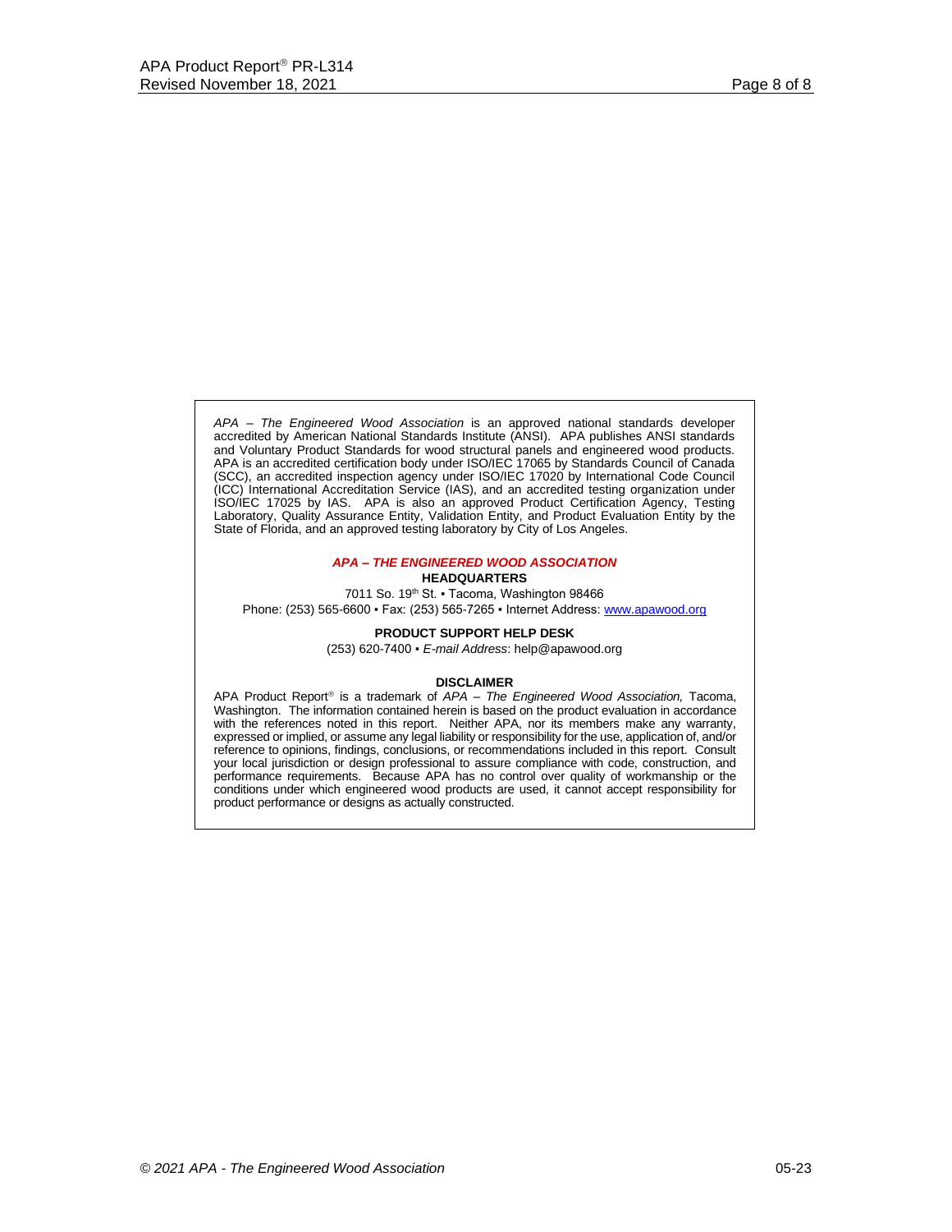*APA – The Engineered Wood Association* is an approved national standards developer accredited by American National Standards Institute (ANSI). APA publishes ANSI standards and Voluntary Product Standards for wood structural panels and engineered wood products. APA is an accredited certification body under ISO/IEC 17065 by Standards Council of Canada (SCC), an accredited inspection agency under ISO/IEC 17020 by International Code Council (ICC) International Accreditation Service (IAS), and an accredited testing organization under ISO/IEC 17025 by IAS. APA is also an approved Product Certification Agency, Testing Laboratory, Quality Assurance Entity, Validation Entity, and Product Evaluation Entity by the State of Florida, and an approved testing laboratory by City of Los Angeles.

***APA – THE ENGINEERED WOOD ASSOCIATION***

**HEADQUARTERS**

7011 So. 19th St. ▪ Tacoma, Washington 98466

Phone: (253) 565-6600 ▪ Fax: (253) 565-7265 ▪ Internet Address: www.apawood.org

**PRODUCT SUPPORT HELP DESK**

(253) 620-7400 ▪ *E-mail Address*: help@apawood.org

**DISCLAIMER**

APA Product Report® is a trademark of *APA – The Engineered Wood Association,* Tacoma, Washington. The information contained herein is based on the product evaluation in accordance with the references noted in this report. Neither APA, nor its members make any warranty, expressed or implied, or assume any legal liability or responsibility for the use, application of, and/or reference to opinions, findings, conclusions, or recommendations included in this report. Consult your local jurisdiction or design professional to assure compliance with code, construction, and performance requirements. Because APA has no control over quality of workmanship or the conditions under which engineered wood products are used, it cannot accept responsibility for product performance or designs as actually constructed.